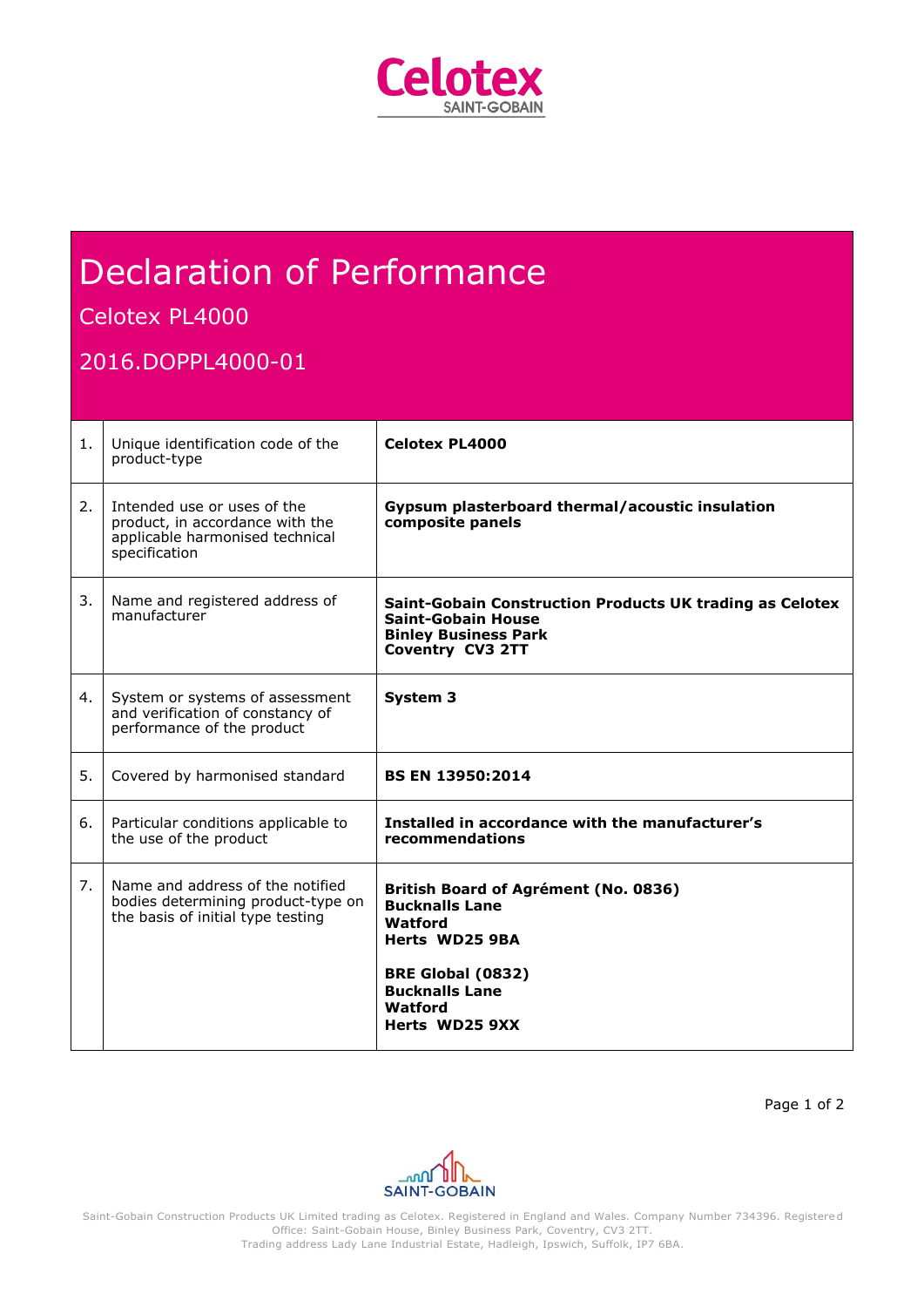# Declaration of Performance

## Celotex PL4000

## 2016.DOPPL4000-01

| | | |
|---|---|---|
| 1. | Unique identification code of the product-type | **Celotex PL4000** |
| 2. | Intended use or uses of the product, in accordance with the applicable harmonised technical specification | **Gypsum plasterboard thermal/acoustic insulation composite panels** |
| 3. | Name and registered address of manufacturer | **Saint-Gobain Construction Products UK trading as Celotex**<br>**Saint-Gobain House**<br>**Binley Business Park**<br>**Coventry CV3 2TT** |
| 4. | System or systems of assessment and verification of constancy of performance of the product | **System 3** |
| 5. | Covered by harmonised standard | **BS EN 13950:2014** |
| 6. | Particular conditions applicable to the use of the product | **Installed in accordance with the manufacturer's recommendations** |
| 7. | Name and address of the notified bodies determining product-type on the basis of initial type testing | **British Board of Agrément (No. 0836)**<br>**Bucknalls Lane**<br>**Watford**<br>**Herts WD25 9BA**<br><br>**BRE Global (0832)**<br>**Bucknalls Lane**<br>**Watford**<br>**Herts WD25 9XX** |

Saint-Gobain Construction Products UK Limited trading as Celotex. Registered in England and Wales. Company Number 734396. Registered Office: Saint-Gobain House, Binley Business Park, Coventry, CV3 2TT.
Trading address Lady Lane Industrial Estate, Hadleigh, Ipswich, Suffolk, IP7 6BA.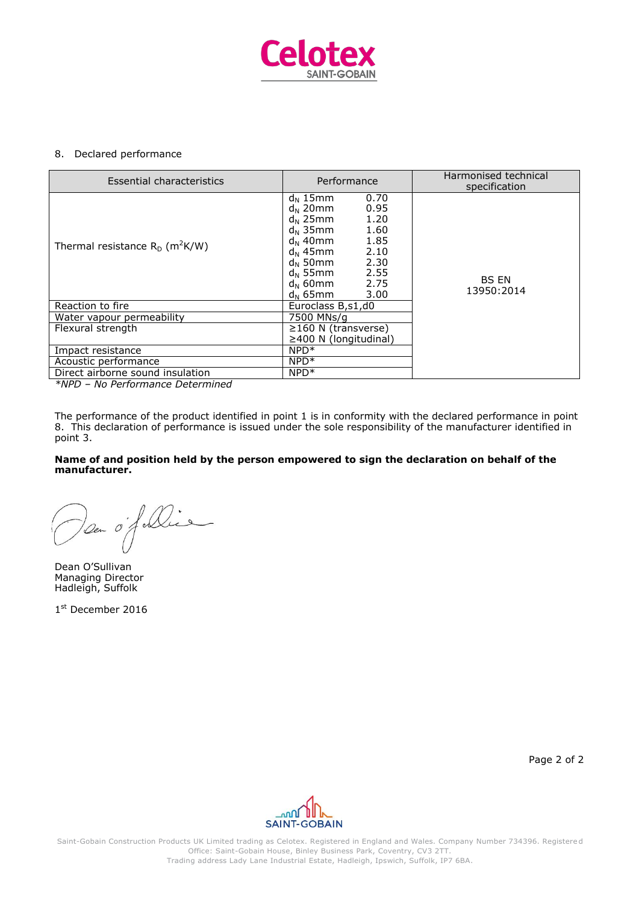8. Declared performance

| Essential characteristics | Performance | Harmonised technical specification |
|---|---|---|
| Thermal resistance $R_D$ ($m^2K/W$) | $d_N$ 15mm 0.70<br>$d_N$ 20mm 0.95<br>$d_N$ 25mm 1.20<br>$d_N$ 35mm 1.60<br>$d_N$ 40mm 1.85<br>$d_N$ 45mm 2.10<br>$d_N$ 50mm 2.30<br>$d_N$ 55mm 2.55<br>$d_N$ 60mm 2.75<br>$d_N$ 65mm 3.00 | BS EN 13950:2014 |
| Reaction to fire | Euroclass B,s1,d0 | |
| Water vapour permeability | 7500 MNs/g | |
| Flexural strength | ≥160 N (transverse)<br>≥400 N (longitudinal) | |
| Impact resistance | NPD* | |
| Acoustic performance | NPD* | |
| Direct airborne sound insulation | NPD* | |

*\*NPD – No Performance Determined*

The performance of the product identified in point 1 is in conformity with the declared performance in point 8. This declaration of performance is issued under the sole responsibility of the manufacturer identified in point 3.

**Name of and position held by the person empowered to sign the declaration on behalf of the manufacturer.**

Dean O'Sullivan
Managing Director
Hadleigh, Suffolk

1st December 2016

Saint-Gobain Construction Products UK Limited trading as Celotex. Registered in England and Wales. Company Number 734396. Registered Office: Saint-Gobain House, Binley Business Park, Coventry, CV3 2TT.
Trading address Lady Lane Industrial Estate, Hadleigh, Ipswich, Suffolk, IP7 6BA.